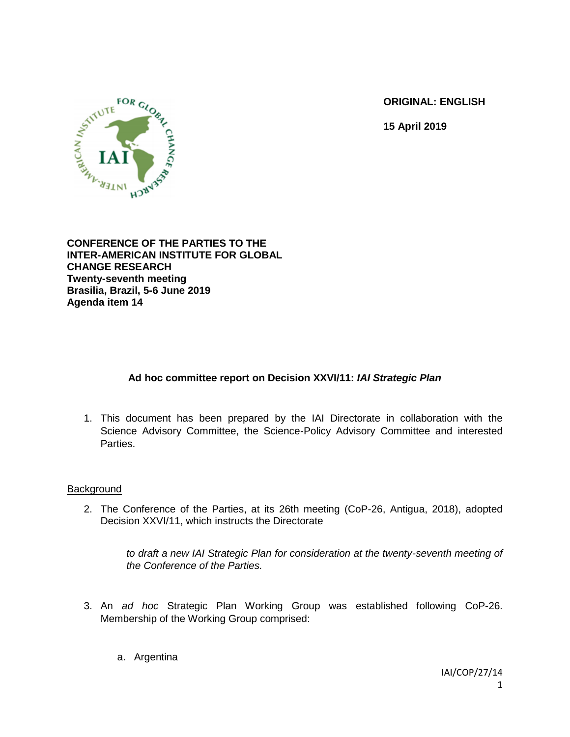**ORIGINAL: ENGLISH**

**15 April 2019**

**CONFERENCE OF THE PARTIES TO THE INTER-AMERICAN INSTITUTE FOR GLOBAL CHANGE RESEARCH**
**Twenty-seventh meeting**
**Brasilia, Brazil, 5-6 June 2019**
**Agenda item 14**

## Ad hoc committee report on Decision XXVI/11: *IAI Strategic Plan*

1. This document has been prepared by the IAI Directorate in collaboration with the Science Advisory Committee, the Science-Policy Advisory Committee and interested Parties.

Background

2. The Conference of the Parties, at its 26th meeting (CoP-26, Antigua, 2018), adopted Decision XXVI/11, which instructs the Directorate

   *to draft a new IAI Strategic Plan for consideration at the twenty-seventh meeting of the Conference of the Parties.*

3. An *ad hoc* Strategic Plan Working Group was established following CoP-26. Membership of the Working Group comprised:

   a. Argentina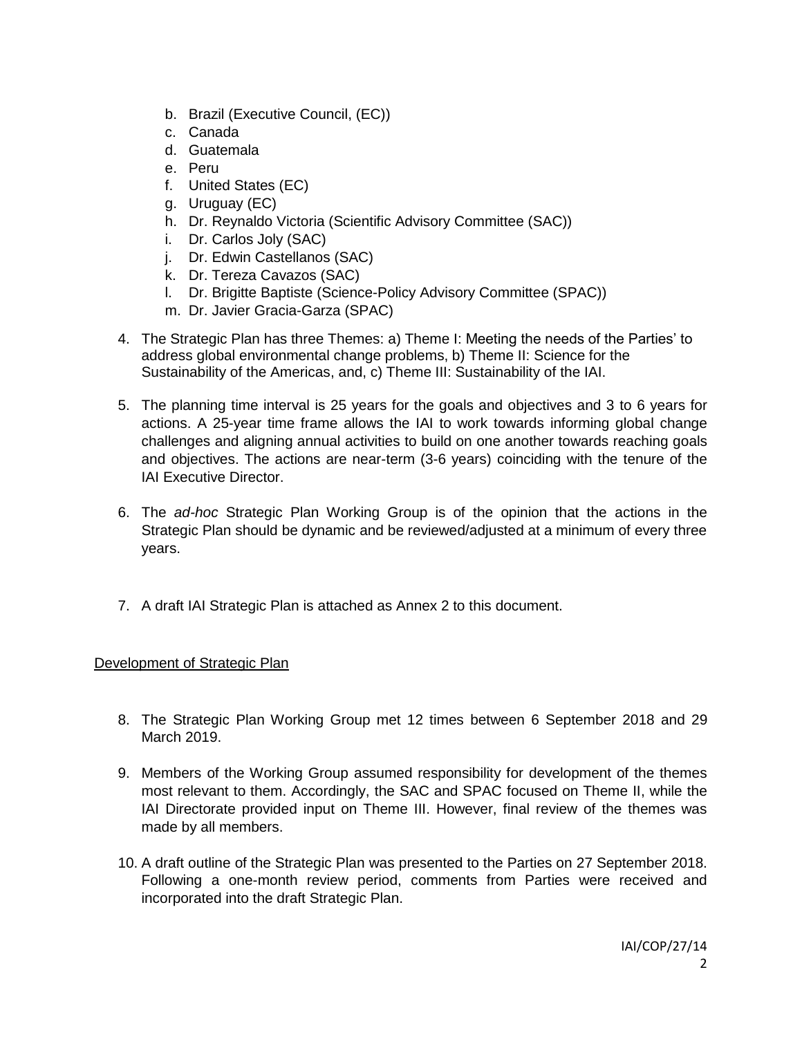b. Brazil (Executive Council, (EC))
c. Canada
d. Guatemala
e. Peru
f. United States (EC)
g. Uruguay (EC)
h. Dr. Reynaldo Victoria (Scientific Advisory Committee (SAC))
i. Dr. Carlos Joly (SAC)
j. Dr. Edwin Castellanos (SAC)
k. Dr. Tereza Cavazos (SAC)
l. Dr. Brigitte Baptiste (Science-Policy Advisory Committee (SPAC))
m. Dr. Javier Gracia-Garza (SPAC)

4. The Strategic Plan has three Themes: a) Theme I: Meeting the needs of the Parties' to address global environmental change problems, b) Theme II: Science for the Sustainability of the Americas, and, c) Theme III: Sustainability of the IAI.

5. The planning time interval is 25 years for the goals and objectives and 3 to 6 years for actions. A 25-year time frame allows the IAI to work towards informing global change challenges and aligning annual activities to build on one another towards reaching goals and objectives. The actions are near-term (3-6 years) coinciding with the tenure of the IAI Executive Director.

6. The *ad-hoc* Strategic Plan Working Group is of the opinion that the actions in the Strategic Plan should be dynamic and be reviewed/adjusted at a minimum of every three years.

7. A draft IAI Strategic Plan is attached as Annex 2 to this document.

## Development of Strategic Plan

8. The Strategic Plan Working Group met 12 times between 6 September 2018 and 29 March 2019.

9. Members of the Working Group assumed responsibility for development of the themes most relevant to them. Accordingly, the SAC and SPAC focused on Theme II, while the IAI Directorate provided input on Theme III. However, final review of the themes was made by all members.

10. A draft outline of the Strategic Plan was presented to the Parties on 27 September 2018. Following a one-month review period, comments from Parties were received and incorporated into the draft Strategic Plan.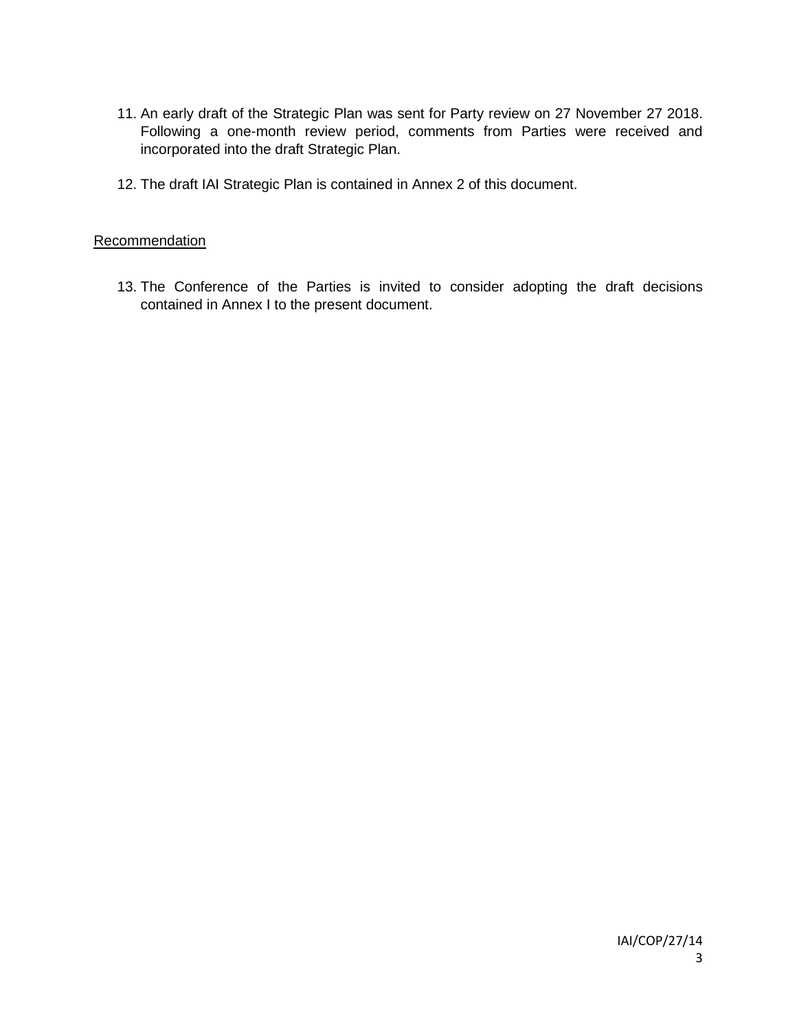11. An early draft of the Strategic Plan was sent for Party review on 27 November 27 2018. Following a one-month review period, comments from Parties were received and incorporated into the draft Strategic Plan.

12. The draft IAI Strategic Plan is contained in Annex 2 of this document.

<u>Recommendation</u>

13. The Conference of the Parties is invited to consider adopting the draft decisions contained in Annex I to the present document.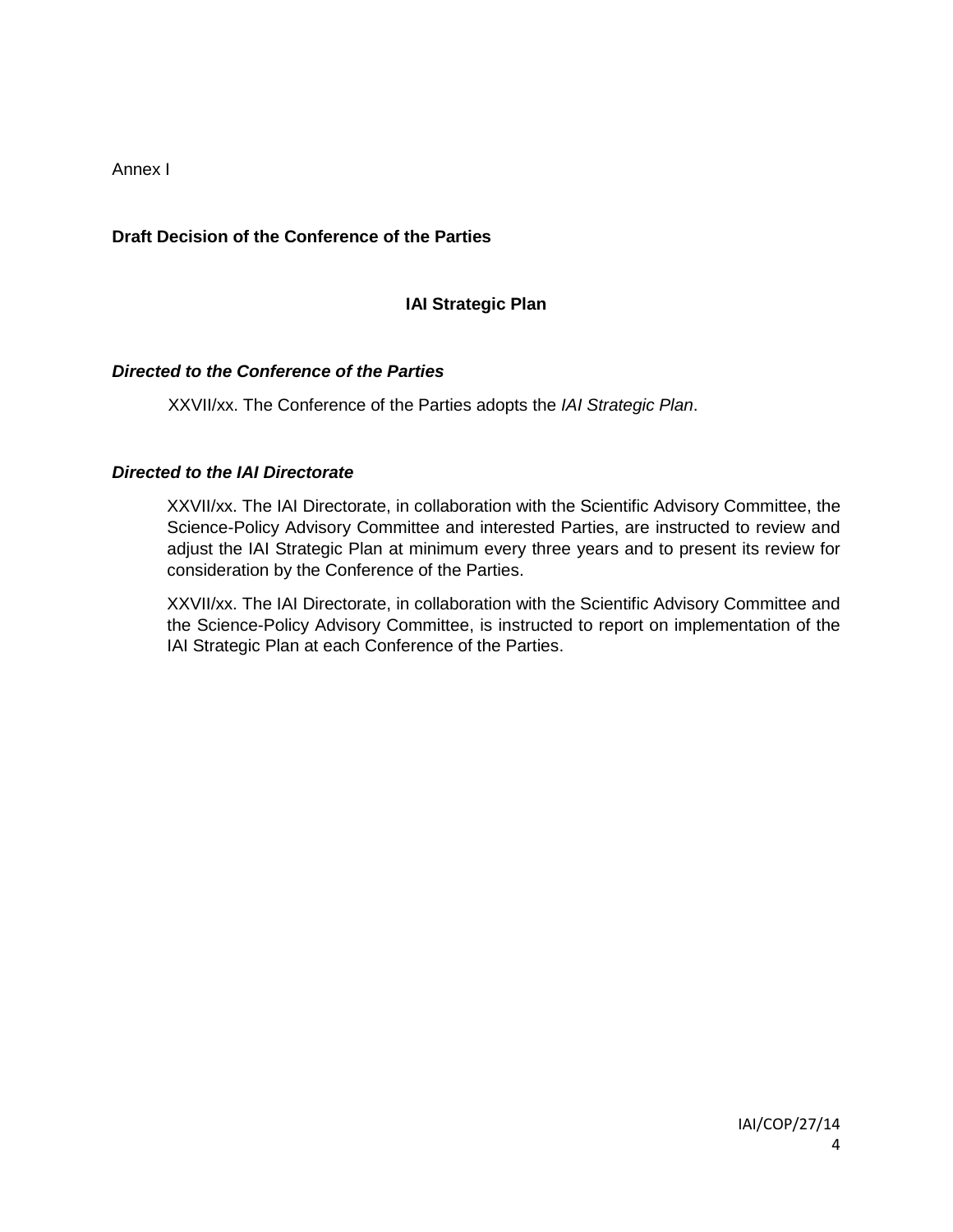Annex I

**Draft Decision of the Conference of the Parties**

## IAI Strategic Plan

***Directed to the Conference of the Parties***

XXVII/xx. The Conference of the Parties adopts the *IAI Strategic Plan*.

***Directed to the IAI Directorate***

XXVII/xx. The IAI Directorate, in collaboration with the Scientific Advisory Committee, the Science-Policy Advisory Committee and interested Parties, are instructed to review and adjust the IAI Strategic Plan at minimum every three years and to present its review for consideration by the Conference of the Parties.

XXVII/xx. The IAI Directorate, in collaboration with the Scientific Advisory Committee and the Science-Policy Advisory Committee, is instructed to report on implementation of the IAI Strategic Plan at each Conference of the Parties.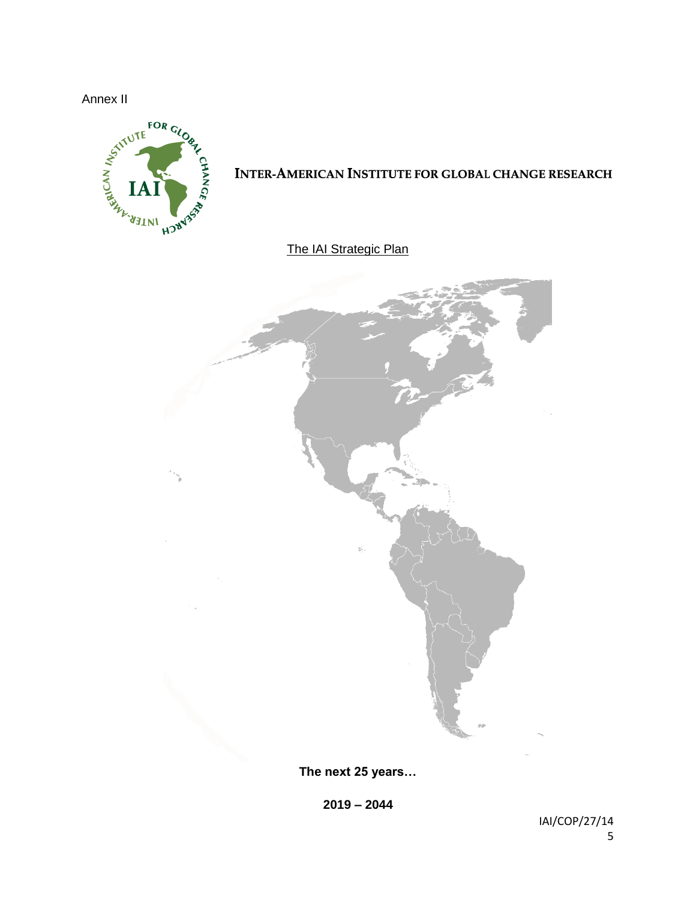Annex II

# Inter-American Institute for Global Change Research

The IAI Strategic Plan

**The next 25 years…**

**2019 – 2044**

IAI/COP/27/14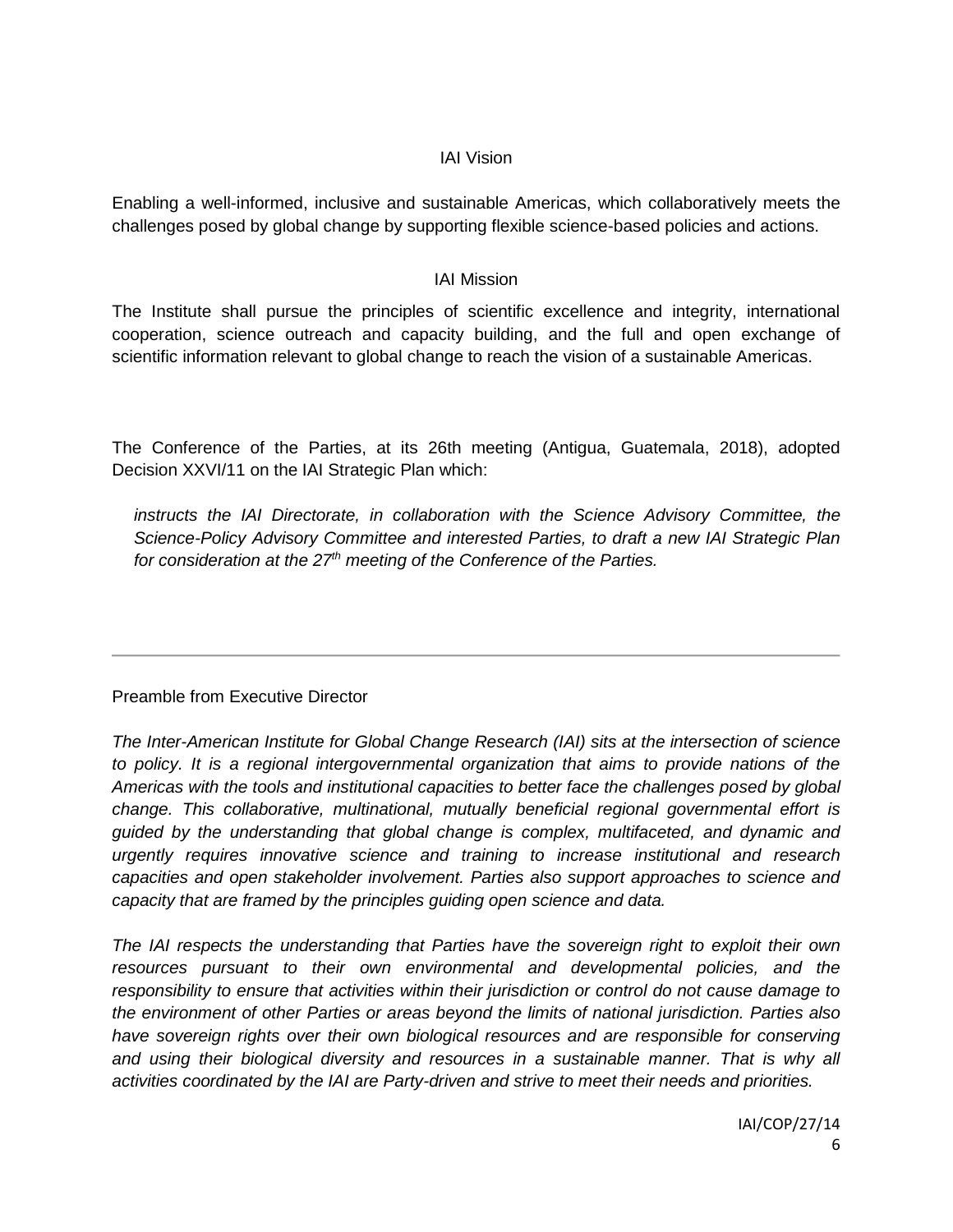## IAI Vision

Enabling a well-informed, inclusive and sustainable Americas, which collaboratively meets the challenges posed by global change by supporting flexible science-based policies and actions.

## IAI Mission

The Institute shall pursue the principles of scientific excellence and integrity, international cooperation, science outreach and capacity building, and the full and open exchange of scientific information relevant to global change to reach the vision of a sustainable Americas.

The Conference of the Parties, at its 26th meeting (Antigua, Guatemala, 2018), adopted Decision XXVI/11 on the IAI Strategic Plan which:

> *instructs the IAI Directorate, in collaboration with the Science Advisory Committee, the Science-Policy Advisory Committee and interested Parties, to draft a new IAI Strategic Plan for consideration at the 27th meeting of the Conference of the Parties.*

---

Preamble from Executive Director

*The Inter-American Institute for Global Change Research (IAI) sits at the intersection of science to policy. It is a regional intergovernmental organization that aims to provide nations of the Americas with the tools and institutional capacities to better face the challenges posed by global change. This collaborative, multinational, mutually beneficial regional governmental effort is guided by the understanding that global change is complex, multifaceted, and dynamic and urgently requires innovative science and training to increase institutional and research capacities and open stakeholder involvement. Parties also support approaches to science and capacity that are framed by the principles guiding open science and data.*

*The IAI respects the understanding that Parties have the sovereign right to exploit their own resources pursuant to their own environmental and developmental policies, and the responsibility to ensure that activities within their jurisdiction or control do not cause damage to the environment of other Parties or areas beyond the limits of national jurisdiction. Parties also have sovereign rights over their own biological resources and are responsible for conserving and using their biological diversity and resources in a sustainable manner. That is why all activities coordinated by the IAI are Party-driven and strive to meet their needs and priorities.*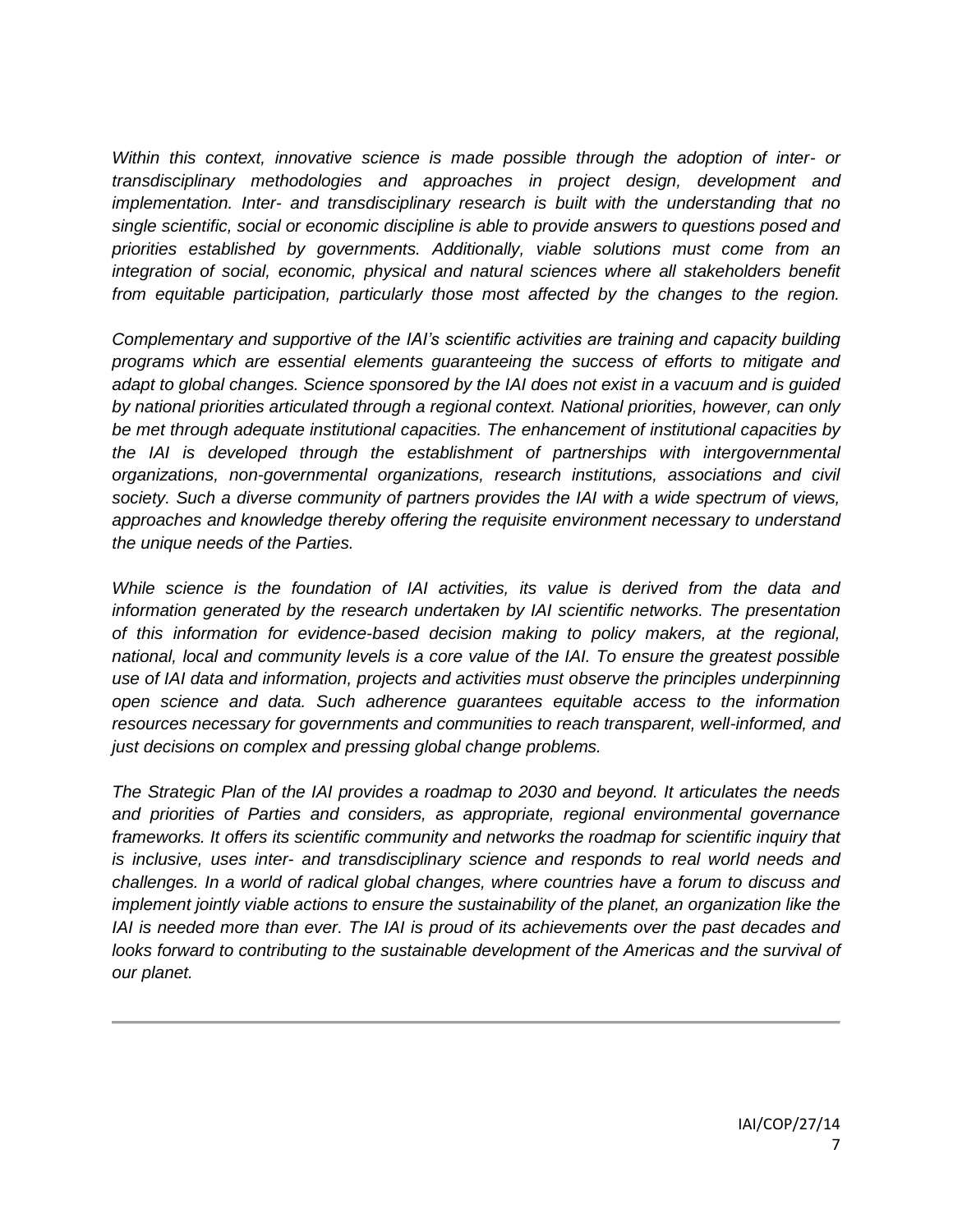*Within this context, innovative science is made possible through the adoption of inter- or transdisciplinary methodologies and approaches in project design, development and implementation. Inter- and transdisciplinary research is built with the understanding that no single scientific, social or economic discipline is able to provide answers to questions posed and priorities established by governments. Additionally, viable solutions must come from an integration of social, economic, physical and natural sciences where all stakeholders benefit from equitable participation, particularly those most affected by the changes to the region.*

*Complementary and supportive of the IAI's scientific activities are training and capacity building programs which are essential elements guaranteeing the success of efforts to mitigate and adapt to global changes. Science sponsored by the IAI does not exist in a vacuum and is guided by national priorities articulated through a regional context. National priorities, however, can only be met through adequate institutional capacities. The enhancement of institutional capacities by the IAI is developed through the establishment of partnerships with intergovernmental organizations, non-governmental organizations, research institutions, associations and civil society. Such a diverse community of partners provides the IAI with a wide spectrum of views, approaches and knowledge thereby offering the requisite environment necessary to understand the unique needs of the Parties.*

*While science is the foundation of IAI activities, its value is derived from the data and information generated by the research undertaken by IAI scientific networks. The presentation of this information for evidence-based decision making to policy makers, at the regional, national, local and community levels is a core value of the IAI. To ensure the greatest possible use of IAI data and information, projects and activities must observe the principles underpinning open science and data. Such adherence guarantees equitable access to the information resources necessary for governments and communities to reach transparent, well-informed, and just decisions on complex and pressing global change problems.*

*The Strategic Plan of the IAI provides a roadmap to 2030 and beyond. It articulates the needs and priorities of Parties and considers, as appropriate, regional environmental governance frameworks. It offers its scientific community and networks the roadmap for scientific inquiry that is inclusive, uses inter- and transdisciplinary science and responds to real world needs and challenges. In a world of radical global changes, where countries have a forum to discuss and implement jointly viable actions to ensure the sustainability of the planet, an organization like the IAI is needed more than ever. The IAI is proud of its achievements over the past decades and looks forward to contributing to the sustainable development of the Americas and the survival of our planet.*

---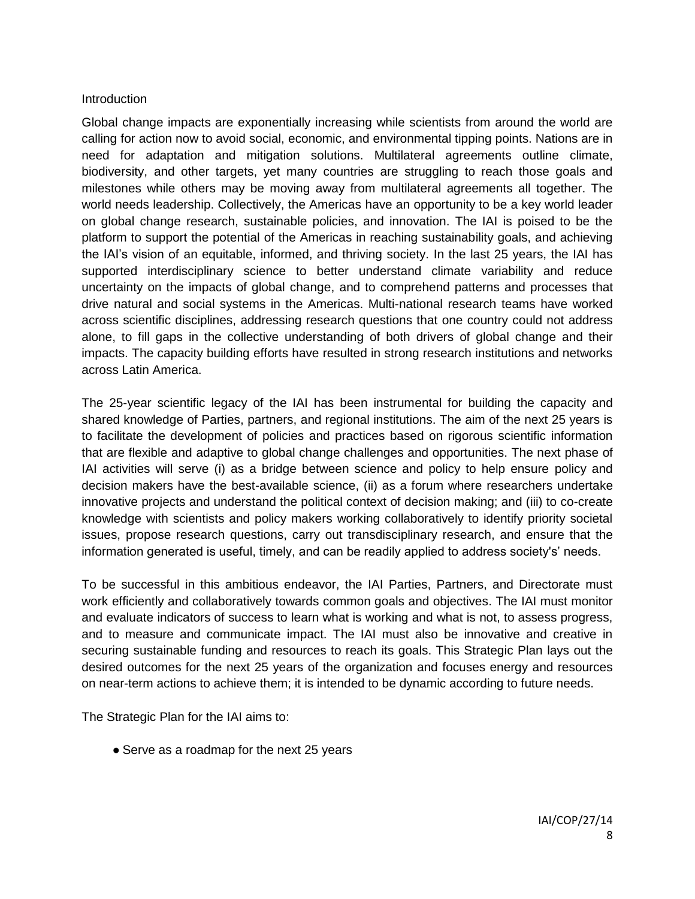## Introduction

Global change impacts are exponentially increasing while scientists from around the world are calling for action now to avoid social, economic, and environmental tipping points. Nations are in need for adaptation and mitigation solutions. Multilateral agreements outline climate, biodiversity, and other targets, yet many countries are struggling to reach those goals and milestones while others may be moving away from multilateral agreements all together. The world needs leadership. Collectively, the Americas have an opportunity to be a key world leader on global change research, sustainable policies, and innovation. The IAI is poised to be the platform to support the potential of the Americas in reaching sustainability goals, and achieving the IAI's vision of an equitable, informed, and thriving society. In the last 25 years, the IAI has supported interdisciplinary science to better understand climate variability and reduce uncertainty on the impacts of global change, and to comprehend patterns and processes that drive natural and social systems in the Americas. Multi-national research teams have worked across scientific disciplines, addressing research questions that one country could not address alone, to fill gaps in the collective understanding of both drivers of global change and their impacts. The capacity building efforts have resulted in strong research institutions and networks across Latin America.

The 25-year scientific legacy of the IAI has been instrumental for building the capacity and shared knowledge of Parties, partners, and regional institutions. The aim of the next 25 years is to facilitate the development of policies and practices based on rigorous scientific information that are flexible and adaptive to global change challenges and opportunities. The next phase of IAI activities will serve (i) as a bridge between science and policy to help ensure policy and decision makers have the best-available science, (ii) as a forum where researchers undertake innovative projects and understand the political context of decision making; and (iii) to co-create knowledge with scientists and policy makers working collaboratively to identify priority societal issues, propose research questions, carry out transdisciplinary research, and ensure that the information generated is useful, timely, and can be readily applied to address society's' needs.

To be successful in this ambitious endeavor, the IAI Parties, Partners, and Directorate must work efficiently and collaboratively towards common goals and objectives. The IAI must monitor and evaluate indicators of success to learn what is working and what is not, to assess progress, and to measure and communicate impact. The IAI must also be innovative and creative in securing sustainable funding and resources to reach its goals. This Strategic Plan lays out the desired outcomes for the next 25 years of the organization and focuses energy and resources on near-term actions to achieve them; it is intended to be dynamic according to future needs.

The Strategic Plan for the IAI aims to:

- Serve as a roadmap for the next 25 years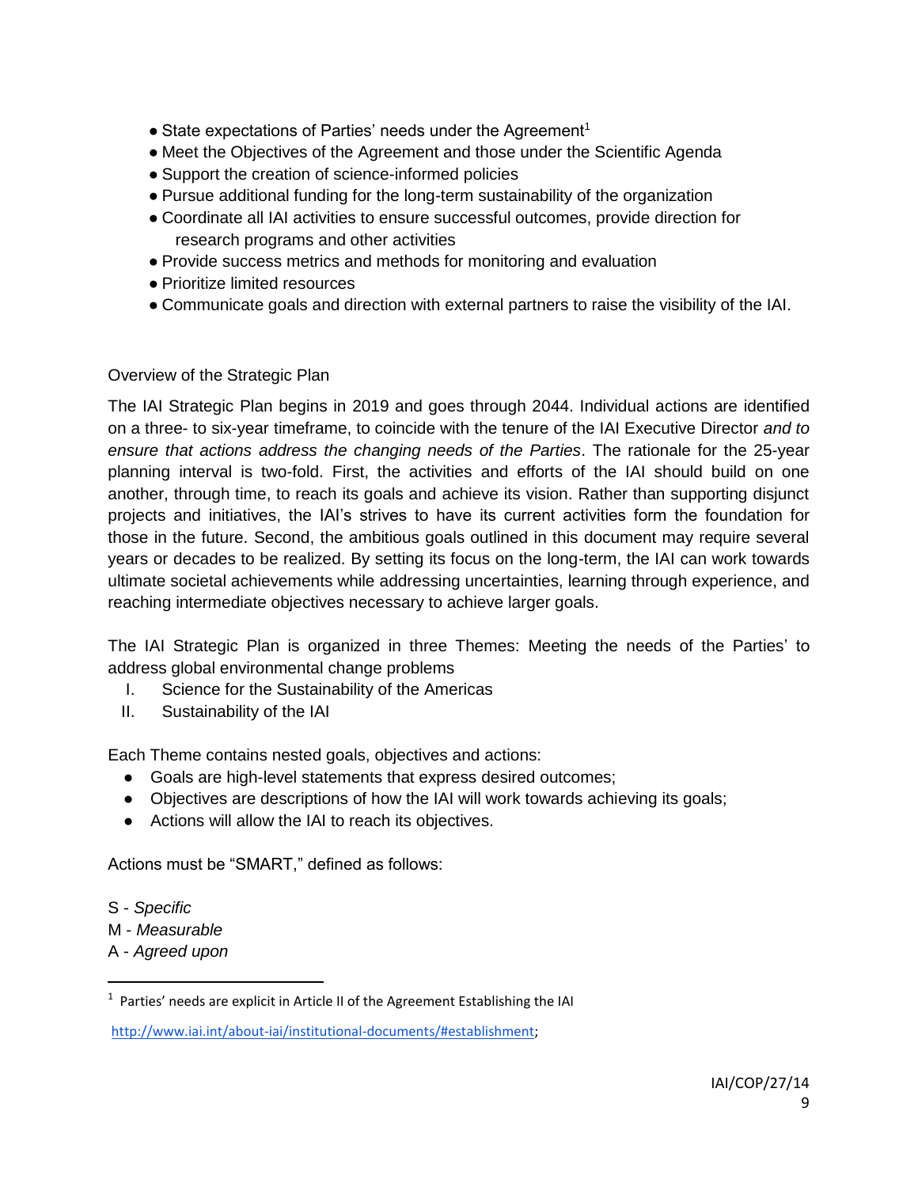- State expectations of Parties' needs under the Agreement[1]
- Meet the Objectives of the Agreement and those under the Scientific Agenda
- Support the creation of science-informed policies
- Pursue additional funding for the long-term sustainability of the organization
- Coordinate all IAI activities to ensure successful outcomes, provide direction for research programs and other activities
- Provide success metrics and methods for monitoring and evaluation
- Prioritize limited resources
- Communicate goals and direction with external partners to raise the visibility of the IAI.

## Overview of the Strategic Plan

The IAI Strategic Plan begins in 2019 and goes through 2044. Individual actions are identified on a three- to six-year timeframe, to coincide with the tenure of the IAI Executive Director *and to ensure that actions address the changing needs of the Parties*. The rationale for the 25-year planning interval is two-fold. First, the activities and efforts of the IAI should build on one another, through time, to reach its goals and achieve its vision. Rather than supporting disjunct projects and initiatives, the IAI's strives to have its current activities form the foundation for those in the future. Second, the ambitious goals outlined in this document may require several years or decades to be realized. By setting its focus on the long-term, the IAI can work towards ultimate societal achievements while addressing uncertainties, learning through experience, and reaching intermediate objectives necessary to achieve larger goals.

The IAI Strategic Plan is organized in three Themes: Meeting the needs of the Parties' to address global environmental change problems

I. Science for the Sustainability of the Americas
II. Sustainability of the IAI

Each Theme contains nested goals, objectives and actions:

- Goals are high-level statements that express desired outcomes;
- Objectives are descriptions of how the IAI will work towards achieving its goals;
- Actions will allow the IAI to reach its objectives.

Actions must be "SMART," defined as follows:

S - *Specific*
M - *Measurable*
A - *Agreed upon*

---

[1] Parties' needs are explicit in Article II of the Agreement Establishing the IAI

http://www.iai.int/about-iai/institutional-documents/#establishment;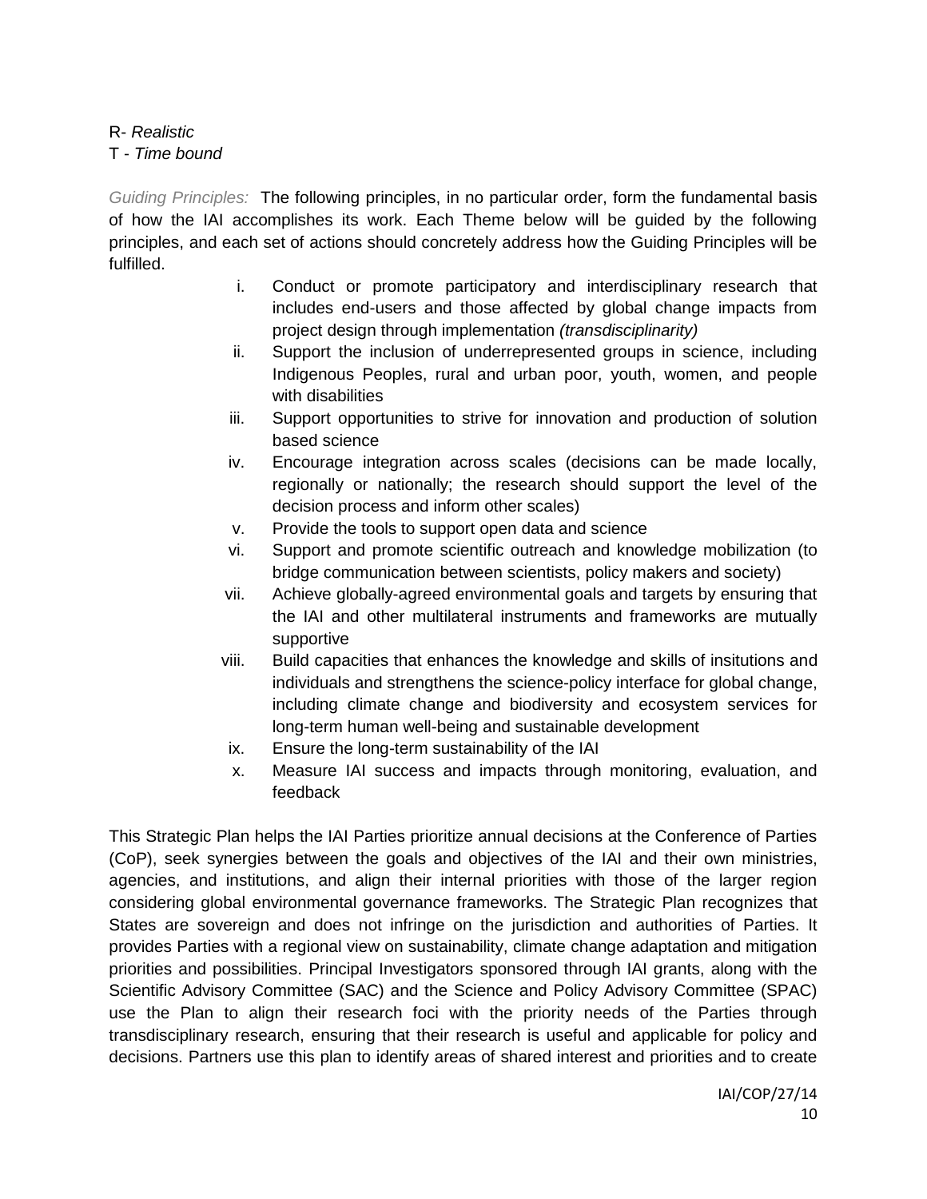R- *Realistic*
T - *Time bound*

*Guiding Principles:* The following principles, in no particular order, form the fundamental basis of how the IAI accomplishes its work. Each Theme below will be guided by the following principles, and each set of actions should concretely address how the Guiding Principles will be fulfilled.

i. Conduct or promote participatory and interdisciplinary research that includes end-users and those affected by global change impacts from project design through implementation *(transdisciplinarity)*
ii. Support the inclusion of underrepresented groups in science, including Indigenous Peoples, rural and urban poor, youth, women, and people with disabilities
iii. Support opportunities to strive for innovation and production of solution based science
iv. Encourage integration across scales (decisions can be made locally, regionally or nationally; the research should support the level of the decision process and inform other scales)
v. Provide the tools to support open data and science
vi. Support and promote scientific outreach and knowledge mobilization (to bridge communication between scientists, policy makers and society)
vii. Achieve globally-agreed environmental goals and targets by ensuring that the IAI and other multilateral instruments and frameworks are mutually supportive
viii. Build capacities that enhances the knowledge and skills of insitutions and individuals and strengthens the science-policy interface for global change, including climate change and biodiversity and ecosystem services for long-term human well-being and sustainable development
ix. Ensure the long-term sustainability of the IAI
x. Measure IAI success and impacts through monitoring, evaluation, and feedback

This Strategic Plan helps the IAI Parties prioritize annual decisions at the Conference of Parties (CoP), seek synergies between the goals and objectives of the IAI and their own ministries, agencies, and institutions, and align their internal priorities with those of the larger region considering global environmental governance frameworks. The Strategic Plan recognizes that States are sovereign and does not infringe on the jurisdiction and authorities of Parties. It provides Parties with a regional view on sustainability, climate change adaptation and mitigation priorities and possibilities. Principal Investigators sponsored through IAI grants, along with the Scientific Advisory Committee (SAC) and the Science and Policy Advisory Committee (SPAC) use the Plan to align their research foci with the priority needs of the Parties through transdisciplinary research, ensuring that their research is useful and applicable for policy and decisions. Partners use this plan to identify areas of shared interest and priorities and to create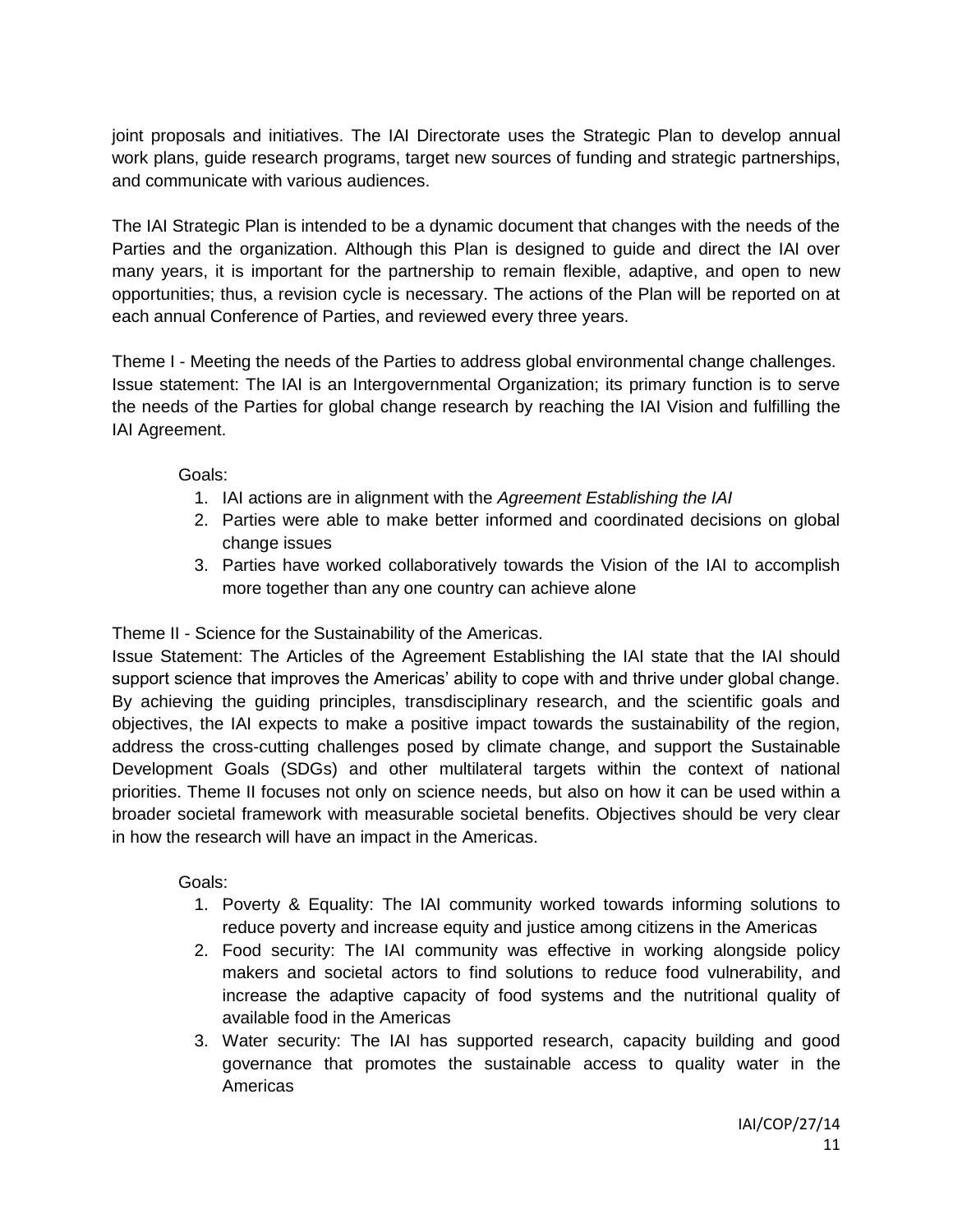joint proposals and initiatives. The IAI Directorate uses the Strategic Plan to develop annual work plans, guide research programs, target new sources of funding and strategic partnerships, and communicate with various audiences.

The IAI Strategic Plan is intended to be a dynamic document that changes with the needs of the Parties and the organization. Although this Plan is designed to guide and direct the IAI over many years, it is important for the partnership to remain flexible, adaptive, and open to new opportunities; thus, a revision cycle is necessary. The actions of the Plan will be reported on at each annual Conference of Parties, and reviewed every three years.

Theme I - Meeting the needs of the Parties to address global environmental change challenges.
Issue statement: The IAI is an Intergovernmental Organization; its primary function is to serve the needs of the Parties for global change research by reaching the IAI Vision and fulfilling the IAI Agreement.

Goals:

1. IAI actions are in alignment with the *Agreement Establishing the IAI*
2. Parties were able to make better informed and coordinated decisions on global change issues
3. Parties have worked collaboratively towards the Vision of the IAI to accomplish more together than any one country can achieve alone

Theme II - Science for the Sustainability of the Americas.
Issue Statement: The Articles of the Agreement Establishing the IAI state that the IAI should support science that improves the Americas' ability to cope with and thrive under global change. By achieving the guiding principles, transdisciplinary research, and the scientific goals and objectives, the IAI expects to make a positive impact towards the sustainability of the region, address the cross-cutting challenges posed by climate change, and support the Sustainable Development Goals (SDGs) and other multilateral targets within the context of national priorities. Theme II focuses not only on science needs, but also on how it can be used within a broader societal framework with measurable societal benefits. Objectives should be very clear in how the research will have an impact in the Americas.

Goals:

1. Poverty & Equality: The IAI community worked towards informing solutions to reduce poverty and increase equity and justice among citizens in the Americas
2. Food security: The IAI community was effective in working alongside policy makers and societal actors to find solutions to reduce food vulnerability, and increase the adaptive capacity of food systems and the nutritional quality of available food in the Americas
3. Water security: The IAI has supported research, capacity building and good governance that promotes the sustainable access to quality water in the Americas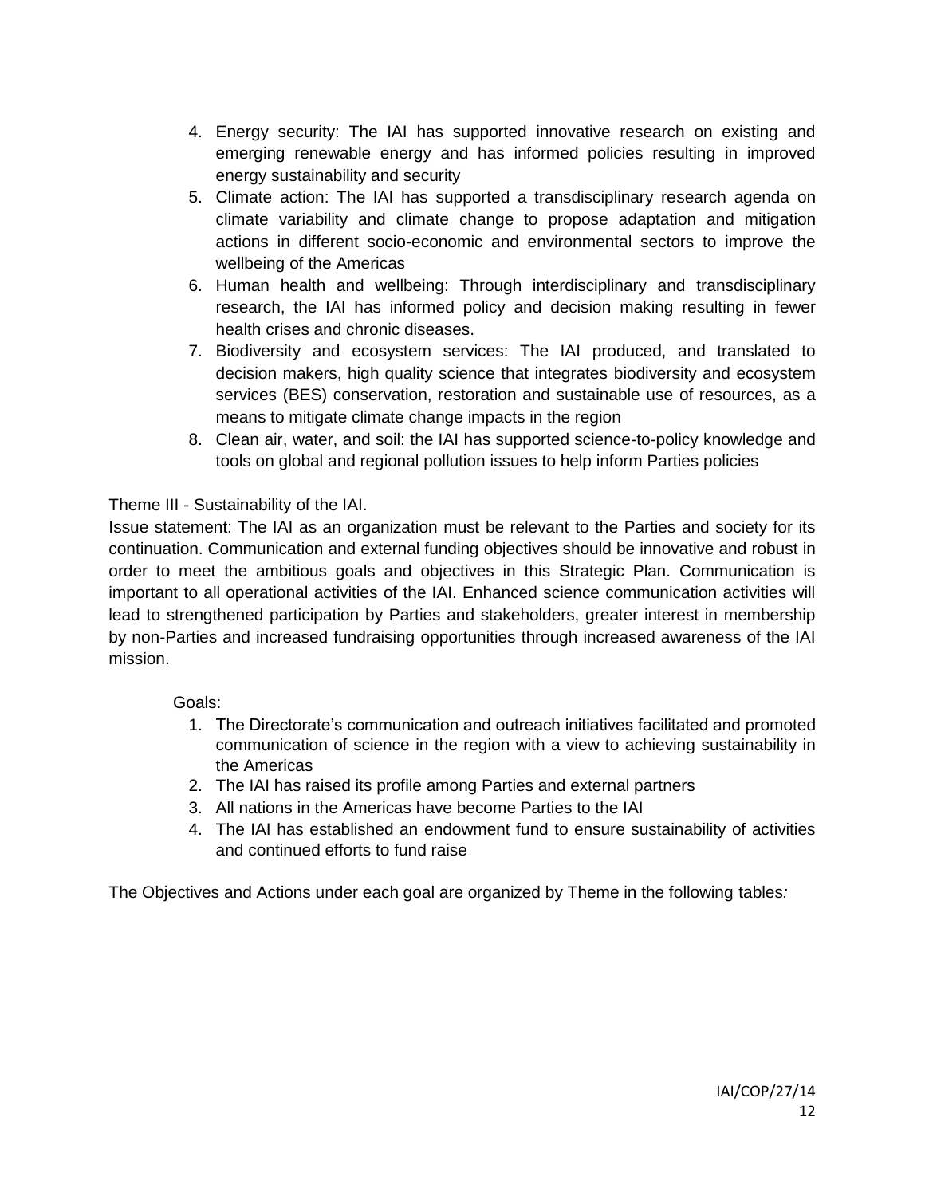4. Energy security: The IAI has supported innovative research on existing and emerging renewable energy and has informed policies resulting in improved energy sustainability and security
5. Climate action: The IAI has supported a transdisciplinary research agenda on climate variability and climate change to propose adaptation and mitigation actions in different socio-economic and environmental sectors to improve the wellbeing of the Americas
6. Human health and wellbeing: Through interdisciplinary and transdisciplinary research, the IAI has informed policy and decision making resulting in fewer health crises and chronic diseases.
7. Biodiversity and ecosystem services: The IAI produced, and translated to decision makers, high quality science that integrates biodiversity and ecosystem services (BES) conservation, restoration and sustainable use of resources, as a means to mitigate climate change impacts in the region
8. Clean air, water, and soil: the IAI has supported science-to-policy knowledge and tools on global and regional pollution issues to help inform Parties policies

Theme III - Sustainability of the IAI.

Issue statement: The IAI as an organization must be relevant to the Parties and society for its continuation. Communication and external funding objectives should be innovative and robust in order to meet the ambitious goals and objectives in this Strategic Plan. Communication is important to all operational activities of the IAI. Enhanced science communication activities will lead to strengthened participation by Parties and stakeholders, greater interest in membership by non-Parties and increased fundraising opportunities through increased awareness of the IAI mission.

Goals:

1. The Directorate's communication and outreach initiatives facilitated and promoted communication of science in the region with a view to achieving sustainability in the Americas
2. The IAI has raised its profile among Parties and external partners
3. All nations in the Americas have become Parties to the IAI
4. The IAI has established an endowment fund to ensure sustainability of activities and continued efforts to fund raise

The Objectives and Actions under each goal are organized by Theme in the following tables*:*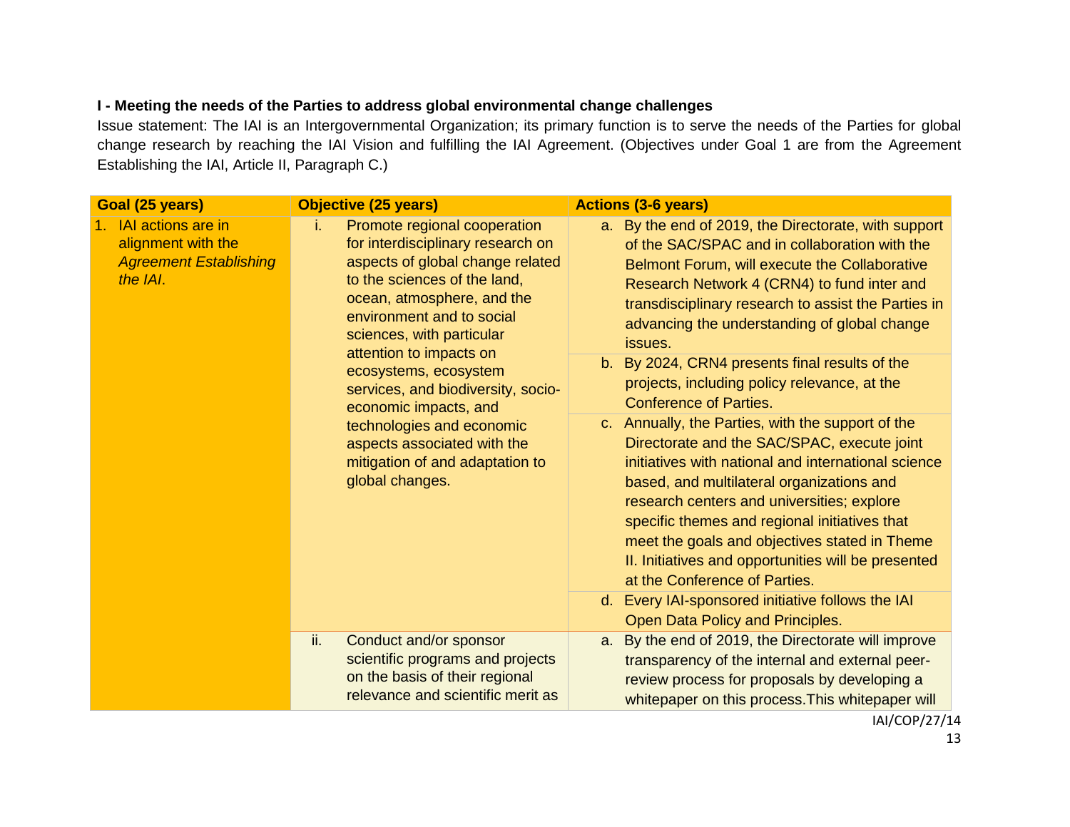**I - Meeting the needs of the Parties to address global environmental change challenges**

Issue statement: The IAI is an Intergovernmental Organization; its primary function is to serve the needs of the Parties for global change research by reaching the IAI Vision and fulfilling the IAI Agreement. (Objectives under Goal 1 are from the Agreement Establishing the IAI, Article II, Paragraph C.)

| Goal (25 years) | Objective (25 years) | Actions (3-6 years) |
|---|---|---|
| 1. IAI actions are in alignment with the *Agreement Establishing the IAI*. | i. Promote regional cooperation for interdisciplinary research on aspects of global change related to the sciences of the land, ocean, atmosphere, and the environment and to social sciences, with particular attention to impacts on ecosystems, ecosystem services, and biodiversity, socio-economic impacts, and technologies and economic aspects associated with the mitigation of and adaptation to global changes. | a. By the end of 2019, the Directorate, with support of the SAC/SPAC and in collaboration with the Belmont Forum, will execute the Collaborative Research Network 4 (CRN4) to fund inter and transdisciplinary research to assist the Parties in advancing the understanding of global change issues. |
| | | b. By 2024, CRN4 presents final results of the projects, including policy relevance, at the Conference of Parties. |
| | | c. Annually, the Parties, with the support of the Directorate and the SAC/SPAC, execute joint initiatives with national and international science based, and multilateral organizations and research centers and universities; explore specific themes and regional initiatives that meet the goals and objectives stated in Theme II. Initiatives and opportunities will be presented at the Conference of Parties. |
| | | d. Every IAI-sponsored initiative follows the IAI Open Data Policy and Principles. |
| | ii. Conduct and/or sponsor scientific programs and projects on the basis of their regional relevance and scientific merit as | a. By the end of 2019, the Directorate will improve transparency of the internal and external peer-review process for proposals by developing a whitepaper on this process.This whitepaper will |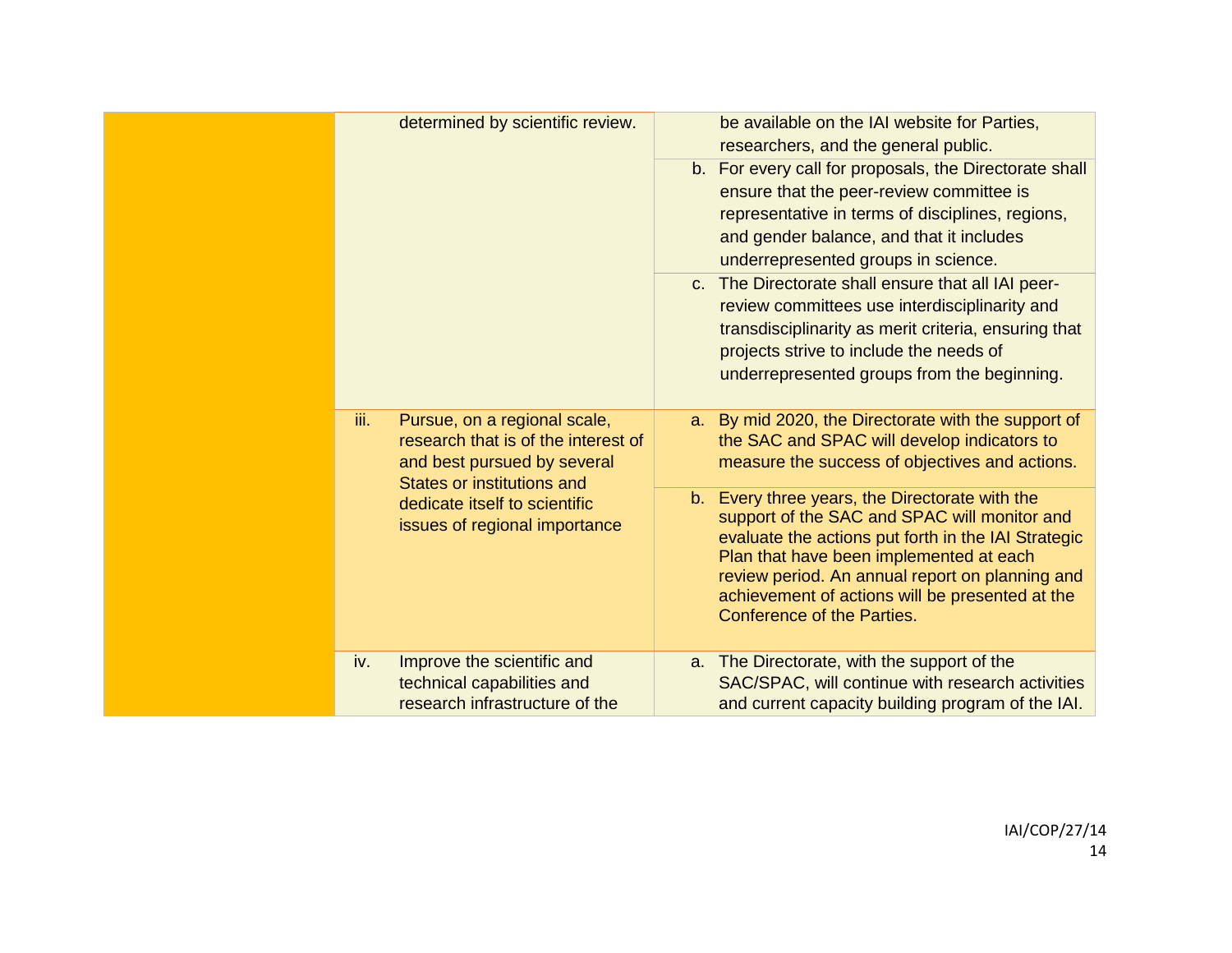| | | |
|---|---|---|
| | determined by scientific review. | be available on the IAI website for Parties, researchers, and the general public. |
| | | b. For every call for proposals, the Directorate shall ensure that the peer-review committee is representative in terms of disciplines, regions, and gender balance, and that it includes underrepresented groups in science. |
| | | c. The Directorate shall ensure that all IAI peer-review committees use interdisciplinarity and transdisciplinarity as merit criteria, ensuring that projects strive to include the needs of underrepresented groups from the beginning. |
| | iii. Pursue, on a regional scale, research that is of the interest of and best pursued by several States or institutions and dedicate itself to scientific issues of regional importance | a. By mid 2020, the Directorate with the support of the SAC and SPAC will develop indicators to measure the success of objectives and actions. |
| | | b. Every three years, the Directorate with the support of the SAC and SPAC will monitor and evaluate the actions put forth in the IAI Strategic Plan that have been implemented at each review period. An annual report on planning and achievement of actions will be presented at the Conference of the Parties. |
| | iv. Improve the scientific and technical capabilities and research infrastructure of the | a. The Directorate, with the support of the SAC/SPAC, will continue with research activities and current capacity building program of the IAI. |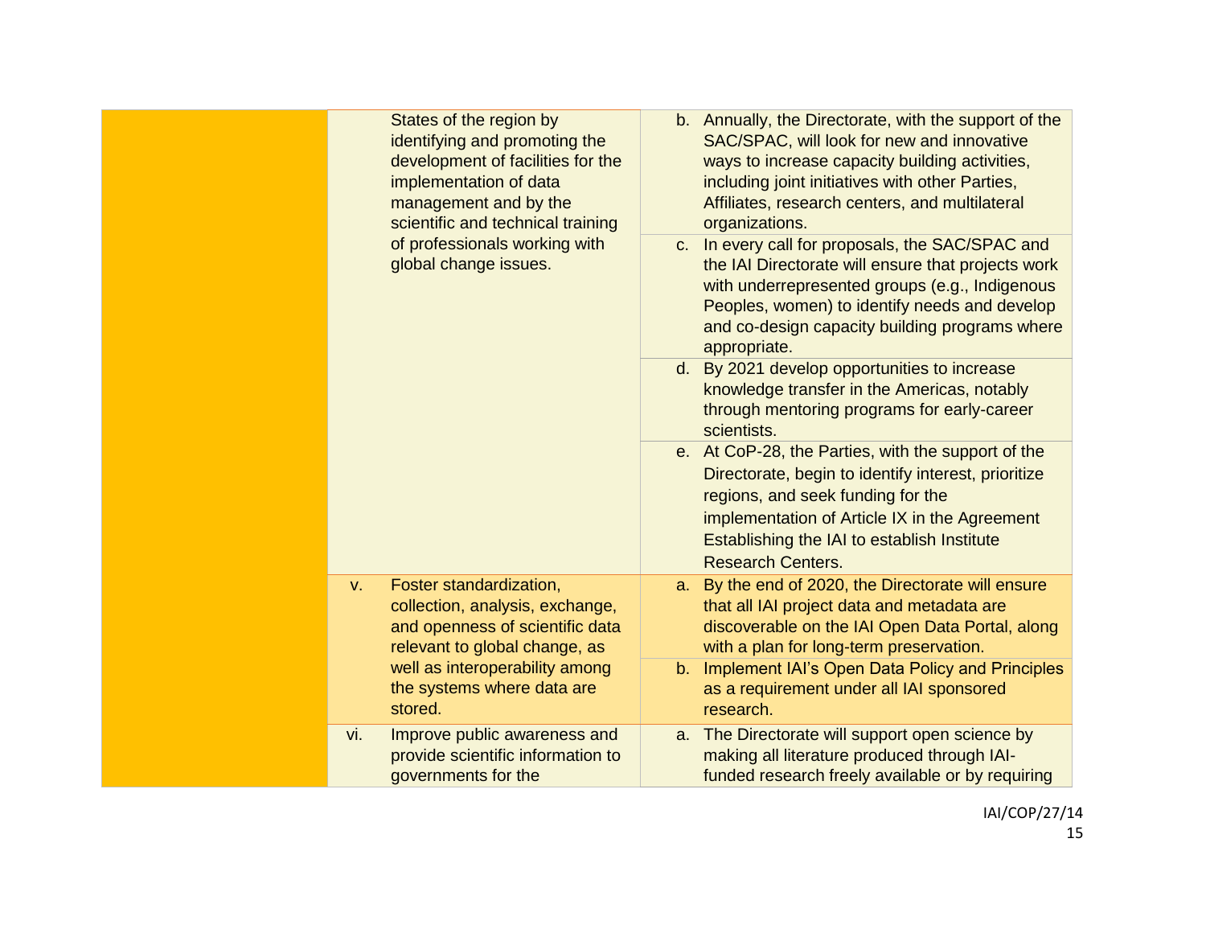| | | | |
|---|---|---|---|
| | | States of the region by identifying and promoting the development of facilities for the implementation of data management and by the scientific and technical training of professionals working with global change issues. | b. Annually, the Directorate, with the support of the SAC/SPAC, will look for new and innovative ways to increase capacity building activities, including joint initiatives with other Parties, Affiliates, research centers, and multilateral organizations. |
| | | | c. In every call for proposals, the SAC/SPAC and the IAI Directorate will ensure that projects work with underrepresented groups (e.g., Indigenous Peoples, women) to identify needs and develop and co-design capacity building programs where appropriate. |
| | | | d. By 2021 develop opportunities to increase knowledge transfer in the Americas, notably through mentoring programs for early-career scientists. |
| | | | e. At CoP-28, the Parties, with the support of the Directorate, begin to identify interest, prioritize regions, and seek funding for the implementation of Article IX in the Agreement Establishing the IAI to establish Institute Research Centers. |
| | v. | Foster standardization, collection, analysis, exchange, and openness of scientific data relevant to global change, as well as interoperability among the systems where data are stored. | a. By the end of 2020, the Directorate will ensure that all IAI project data and metadata are discoverable on the IAI Open Data Portal, along with a plan for long-term preservation. |
| | | | b. Implement IAI's Open Data Policy and Principles as a requirement under all IAI sponsored research. |
| | vi. | Improve public awareness and provide scientific information to governments for the | a. The Directorate will support open science by making all literature produced through IAI-funded research freely available or by requiring |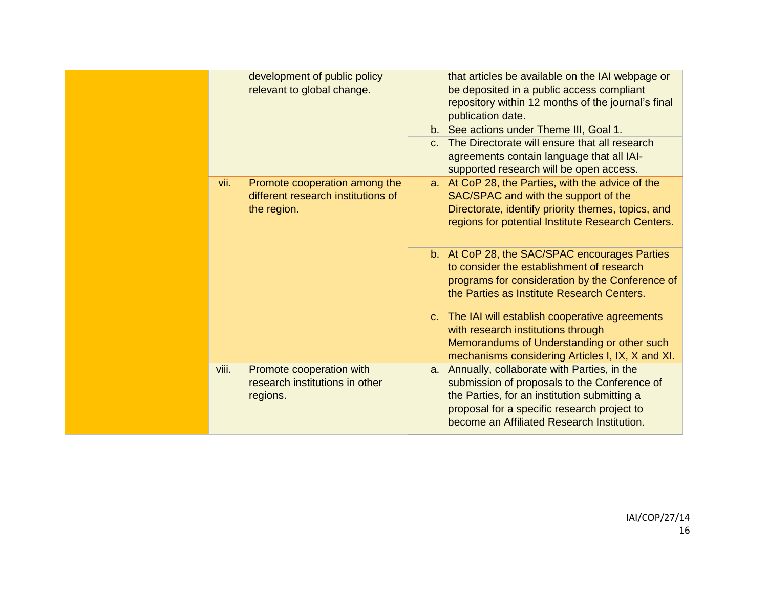| | | | |
|---|---|---|---|
| | | development of public policy relevant to global change. | that articles be available on the IAI webpage or be deposited in a public access compliant repository within 12 months of the journal's final publication date. |
| | | | b. See actions under Theme III, Goal 1. |
| | | | c. The Directorate will ensure that all research agreements contain language that all IAI-supported research will be open access. |
| | vii. | Promote cooperation among the different research institutions of the region. | a. At CoP 28, the Parties, with the advice of the SAC/SPAC and with the support of the Directorate, identify priority themes, topics, and regions for potential Institute Research Centers. |
| | | | b. At CoP 28, the SAC/SPAC encourages Parties to consider the establishment of research programs for consideration by the Conference of the Parties as Institute Research Centers. |
| | | | c. The IAI will establish cooperative agreements with research institutions through Memorandums of Understanding or other such mechanisms considering Articles I, IX, X and XI. |
| | viii. | Promote cooperation with research institutions in other regions. | a. Annually, collaborate with Parties, in the submission of proposals to the Conference of the Parties, for an institution submitting a proposal for a specific research project to become an Affiliated Research Institution. |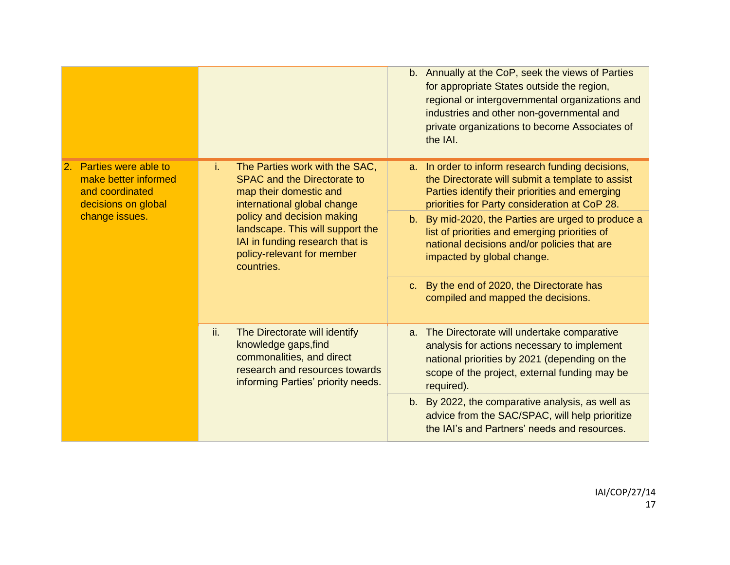| | | |
|---|---|---|
| | | b. Annually at the CoP, seek the views of Parties for appropriate States outside the region, regional or intergovernmental organizations and industries and other non-governmental and private organizations to become Associates of the IAI. |
| 2. Parties were able to make better informed and coordinated decisions on global change issues. | i. The Parties work with the SAC, SPAC and the Directorate to map their domestic and international global change policy and decision making landscape. This will support the IAI in funding research that is policy-relevant for member countries. | a. In order to inform research funding decisions, the Directorate will submit a template to assist Parties identify their priorities and emerging priorities for Party consideration at CoP 28. |
| | | b. By mid-2020, the Parties are urged to produce a list of priorities and emerging priorities of national decisions and/or policies that are impacted by global change. |
| | | c. By the end of 2020, the Directorate has compiled and mapped the decisions. |
| | ii. The Directorate will identify knowledge gaps,find commonalities, and direct research and resources towards informing Parties' priority needs. | a. The Directorate will undertake comparative analysis for actions necessary to implement national priorities by 2021 (depending on the scope of the project, external funding may be required). |
| | | b. By 2022, the comparative analysis, as well as advice from the SAC/SPAC, will help prioritize the IAI's and Partners' needs and resources. |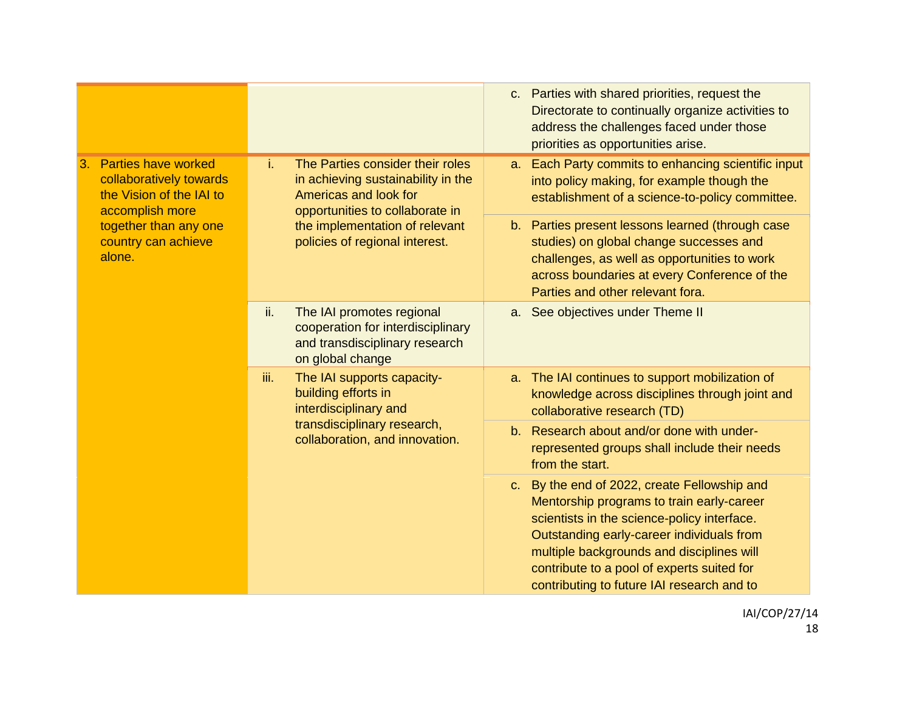| | | |
|---|---|---|
| | | c. Parties with shared priorities, request the Directorate to continually organize activities to address the challenges faced under those priorities as opportunities arise. |
| 3. Parties have worked collaboratively towards the Vision of the IAI to accomplish more together than any one country can achieve alone. | i. The Parties consider their roles in achieving sustainability in the Americas and look for opportunities to collaborate in the implementation of relevant policies of regional interest. | a. Each Party commits to enhancing scientific input into policy making, for example though the establishment of a science-to-policy committee. |
| | | b. Parties present lessons learned (through case studies) on global change successes and challenges, as well as opportunities to work across boundaries at every Conference of the Parties and other relevant fora. |
| | ii. The IAI promotes regional cooperation for interdisciplinary and transdisciplinary research on global change | a. See objectives under Theme II |
| | iii. The IAI supports capacity-building efforts in interdisciplinary and transdisciplinary research, collaboration, and innovation. | a. The IAI continues to support mobilization of knowledge across disciplines through joint and collaborative research (TD) |
| | | b. Research about and/or done with under-represented groups shall include their needs from the start. |
| | | c. By the end of 2022, create Fellowship and Mentorship programs to train early-career scientists in the science-policy interface. Outstanding early-career individuals from multiple backgrounds and disciplines will contribute to a pool of experts suited for contributing to future IAI research and to |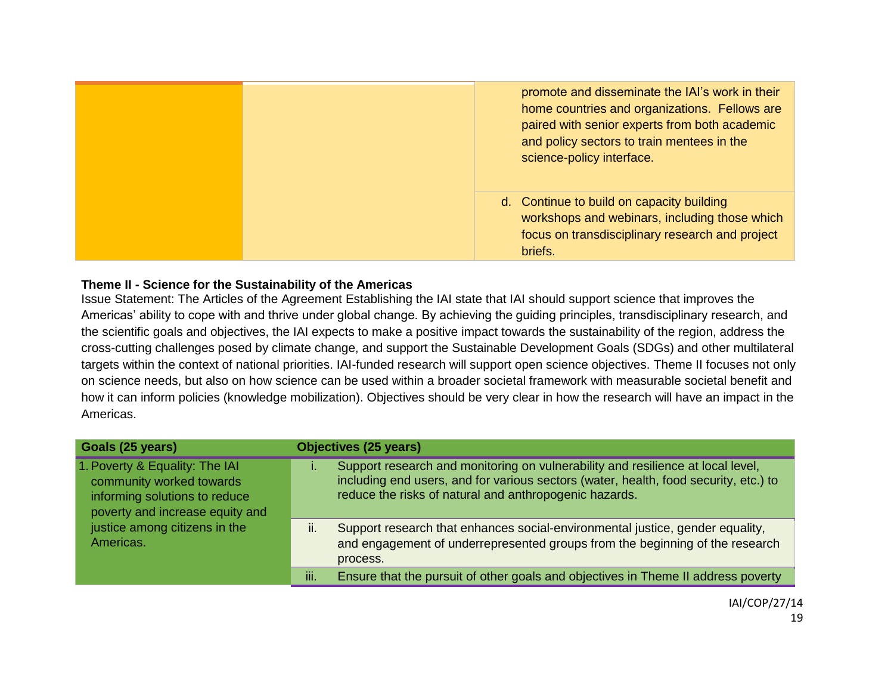| | | |
|---|---|---|
| | | promote and disseminate the IAI's work in their home countries and organizations. Fellows are paired with senior experts from both academic and policy sectors to train mentees in the science-policy interface. |
| | | d. Continue to build on capacity building workshops and webinars, including those which focus on transdisciplinary research and project briefs. |

**Theme II - Science for the Sustainability of the Americas**

Issue Statement: The Articles of the Agreement Establishing the IAI state that IAI should support science that improves the Americas' ability to cope with and thrive under global change. By achieving the guiding principles, transdisciplinary research, and the scientific goals and objectives, the IAI expects to make a positive impact towards the sustainability of the region, address the cross-cutting challenges posed by climate change, and support the Sustainable Development Goals (SDGs) and other multilateral targets within the context of national priorities. IAI-funded research will support open science objectives. Theme II focuses not only on science needs, but also on how science can be used within a broader societal framework with measurable societal benefit and how it can inform policies (knowledge mobilization). Objectives should be very clear in how the research will have an impact in the Americas.

| Goals (25 years) | Objectives (25 years) |
|---|---|
| 1. Poverty & Equality: The IAI community worked towards informing solutions to reduce poverty and increase equity and justice among citizens in the Americas. | i. Support research and monitoring on vulnerability and resilience at local level, including end users, and for various sectors (water, health, food security, etc.) to reduce the risks of natural and anthropogenic hazards. |
| | ii. Support research that enhances social-environmental justice, gender equality, and engagement of underrepresented groups from the beginning of the research process. |
| | iii. Ensure that the pursuit of other goals and objectives in Theme II address poverty |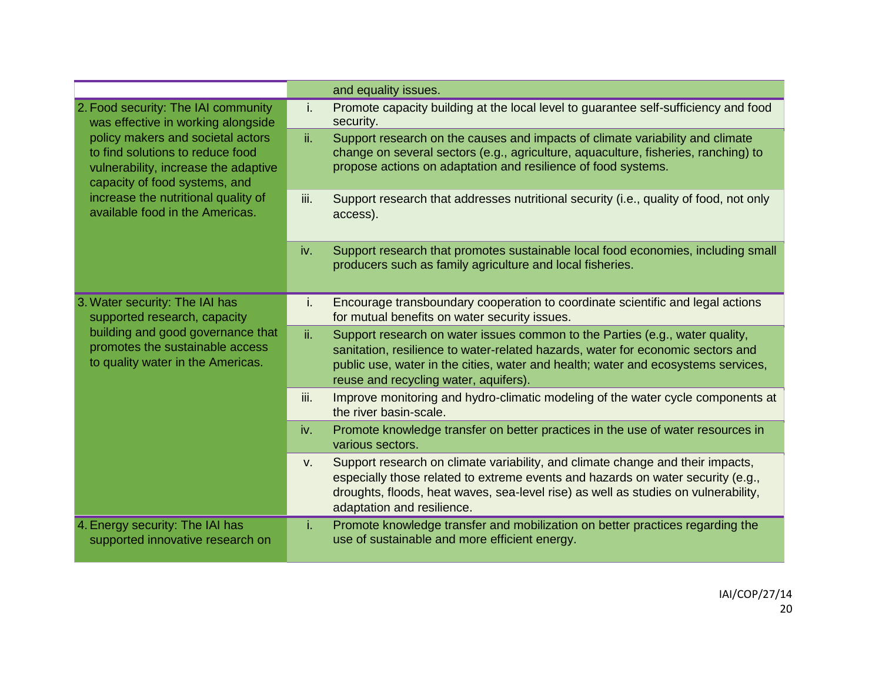| | | |
|---|---|---|
| | | and equality issues. |
| 2. Food security: The IAI community was effective in working alongside policy makers and societal actors to find solutions to reduce food vulnerability, increase the adaptive capacity of food systems, and increase the nutritional quality of available food in the Americas. | i. | Promote capacity building at the local level to guarantee self-sufficiency and food security. |
| | ii. | Support research on the causes and impacts of climate variability and climate change on several sectors (e.g., agriculture, aquaculture, fisheries, ranching) to propose actions on adaptation and resilience of food systems. |
| | iii. | Support research that addresses nutritional security (i.e., quality of food, not only access). |
| | iv. | Support research that promotes sustainable local food economies, including small producers such as family agriculture and local fisheries. |
| 3. Water security: The IAI has supported research, capacity building and good governance that promotes the sustainable access to quality water in the Americas. | i. | Encourage transboundary cooperation to coordinate scientific and legal actions for mutual benefits on water security issues. |
| | ii. | Support research on water issues common to the Parties (e.g., water quality, sanitation, resilience to water-related hazards, water for economic sectors and public use, water in the cities, water and health; water and ecosystems services, reuse and recycling water, aquifers). |
| | iii. | Improve monitoring and hydro-climatic modeling of the water cycle components at the river basin-scale. |
| | iv. | Promote knowledge transfer on better practices in the use of water resources in various sectors. |
| | v. | Support research on climate variability, and climate change and their impacts, especially those related to extreme events and hazards on water security (e.g., droughts, floods, heat waves, sea-level rise) as well as studies on vulnerability, adaptation and resilience. |
| 4. Energy security: The IAI has supported innovative research on | i. | Promote knowledge transfer and mobilization on better practices regarding the use of sustainable and more efficient energy. |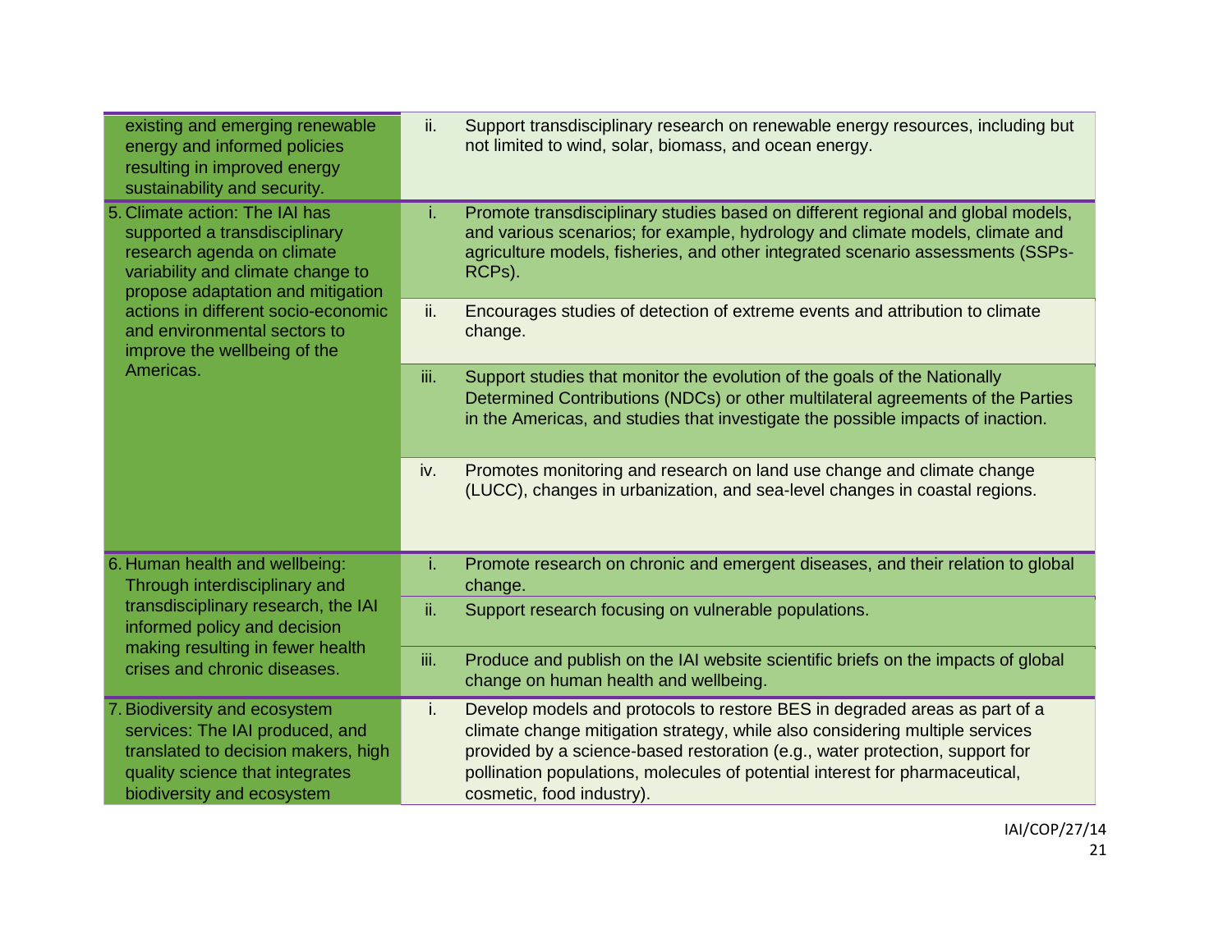| | | |
|---|---|---|
| existing and emerging renewable energy and informed policies resulting in improved energy sustainability and security. | ii. | Support transdisciplinary research on renewable energy resources, including but not limited to wind, solar, biomass, and ocean energy. |
| 5. Climate action: The IAI has supported a transdisciplinary research agenda on climate variability and climate change to propose adaptation and mitigation actions in different socio-economic and environmental sectors to improve the wellbeing of the Americas. | i. | Promote transdisciplinary studies based on different regional and global models, and various scenarios; for example, hydrology and climate models, climate and agriculture models, fisheries, and other integrated scenario assessments (SSPs-RCPs). |
| | ii. | Encourages studies of detection of extreme events and attribution to climate change. |
| | iii. | Support studies that monitor the evolution of the goals of the Nationally Determined Contributions (NDCs) or other multilateral agreements of the Parties in the Americas, and studies that investigate the possible impacts of inaction. |
| | iv. | Promotes monitoring and research on land use change and climate change (LUCC), changes in urbanization, and sea-level changes in coastal regions. |
| 6. Human health and wellbeing: Through interdisciplinary and transdisciplinary research, the IAI informed policy and decision making resulting in fewer health crises and chronic diseases. | i. | Promote research on chronic and emergent diseases, and their relation to global change. |
| | ii. | Support research focusing on vulnerable populations. |
| | iii. | Produce and publish on the IAI website scientific briefs on the impacts of global change on human health and wellbeing. |
| 7. Biodiversity and ecosystem services: The IAI produced, and translated to decision makers, high quality science that integrates biodiversity and ecosystem | i. | Develop models and protocols to restore BES in degraded areas as part of a climate change mitigation strategy, while also considering multiple services provided by a science-based restoration (e.g., water protection, support for pollination populations, molecules of potential interest for pharmaceutical, cosmetic, food industry). |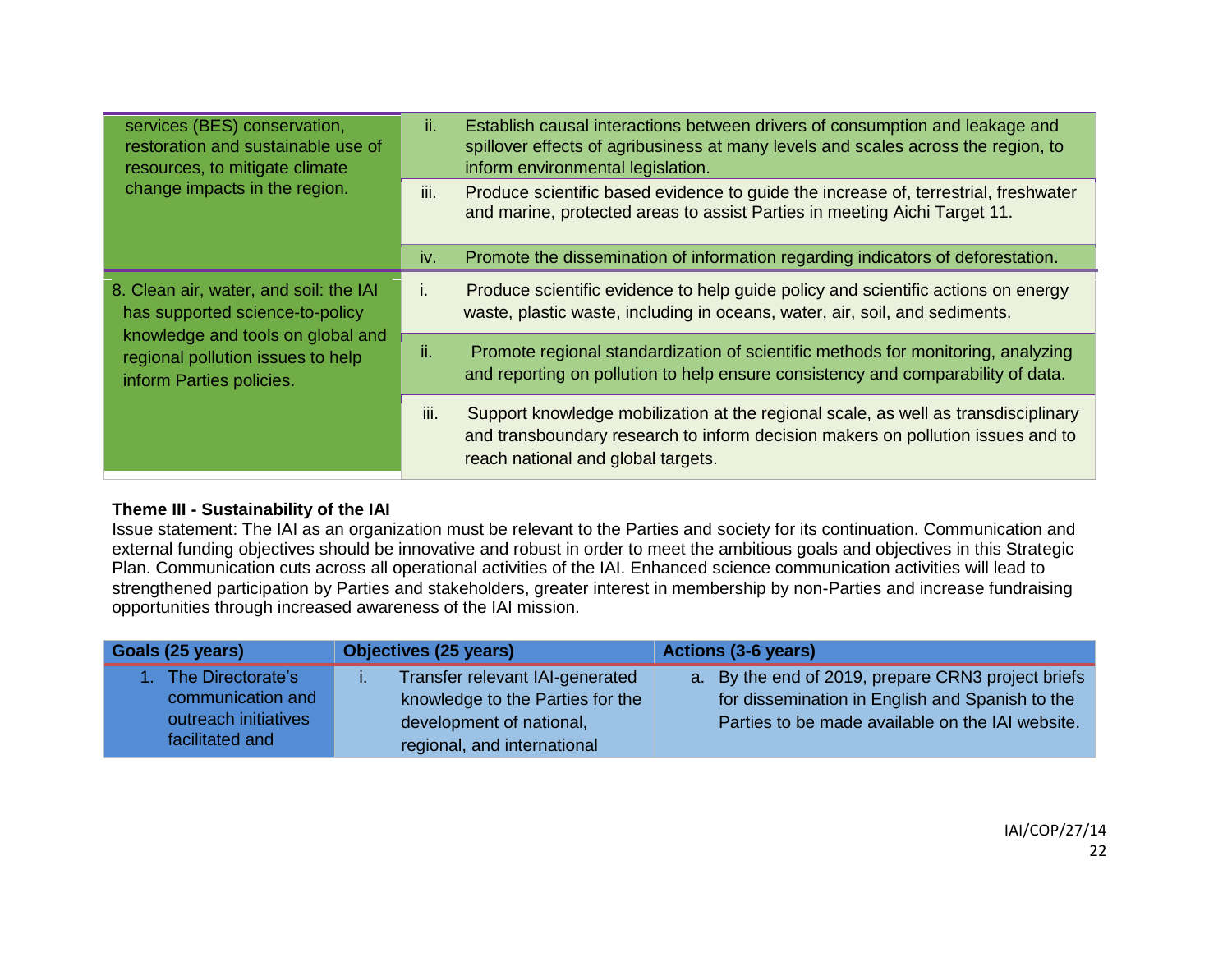| | |
|---|---|
| services (BES) conservation, restoration and sustainable use of resources, to mitigate climate change impacts in the region. | ii. Establish causal interactions between drivers of consumption and leakage and spillover effects of agribusiness at many levels and scales across the region, to inform environmental legislation. |
| | iii. Produce scientific based evidence to guide the increase of, terrestrial, freshwater and marine, protected areas to assist Parties in meeting Aichi Target 11. |
| | iv. Promote the dissemination of information regarding indicators of deforestation. |
| 8. Clean air, water, and soil: the IAI has supported science-to-policy knowledge and tools on global and regional pollution issues to help inform Parties policies. | i. Produce scientific evidence to help guide policy and scientific actions on energy waste, plastic waste, including in oceans, water, air, soil, and sediments. |
| | ii. Promote regional standardization of scientific methods for monitoring, analyzing and reporting on pollution to help ensure consistency and comparability of data. |
| | iii. Support knowledge mobilization at the regional scale, as well as transdisciplinary and transboundary research to inform decision makers on pollution issues and to reach national and global targets. |

**Theme III - Sustainability of the IAI**

Issue statement: The IAI as an organization must be relevant to the Parties and society for its continuation. Communication and external funding objectives should be innovative and robust in order to meet the ambitious goals and objectives in this Strategic Plan. Communication cuts across all operational activities of the IAI. Enhanced science communication activities will lead to strengthened participation by Parties and stakeholders, greater interest in membership by non-Parties and increase fundraising opportunities through increased awareness of the IAI mission.

| Goals (25 years) | Objectives (25 years) | Actions (3-6 years) |
|---|---|---|
| 1. The Directorate's communication and outreach initiatives facilitated and | i. Transfer relevant IAI-generated knowledge to the Parties for the development of national, regional, and international | a. By the end of 2019, prepare CRN3 project briefs for dissemination in English and Spanish to the Parties to be made available on the IAI website. |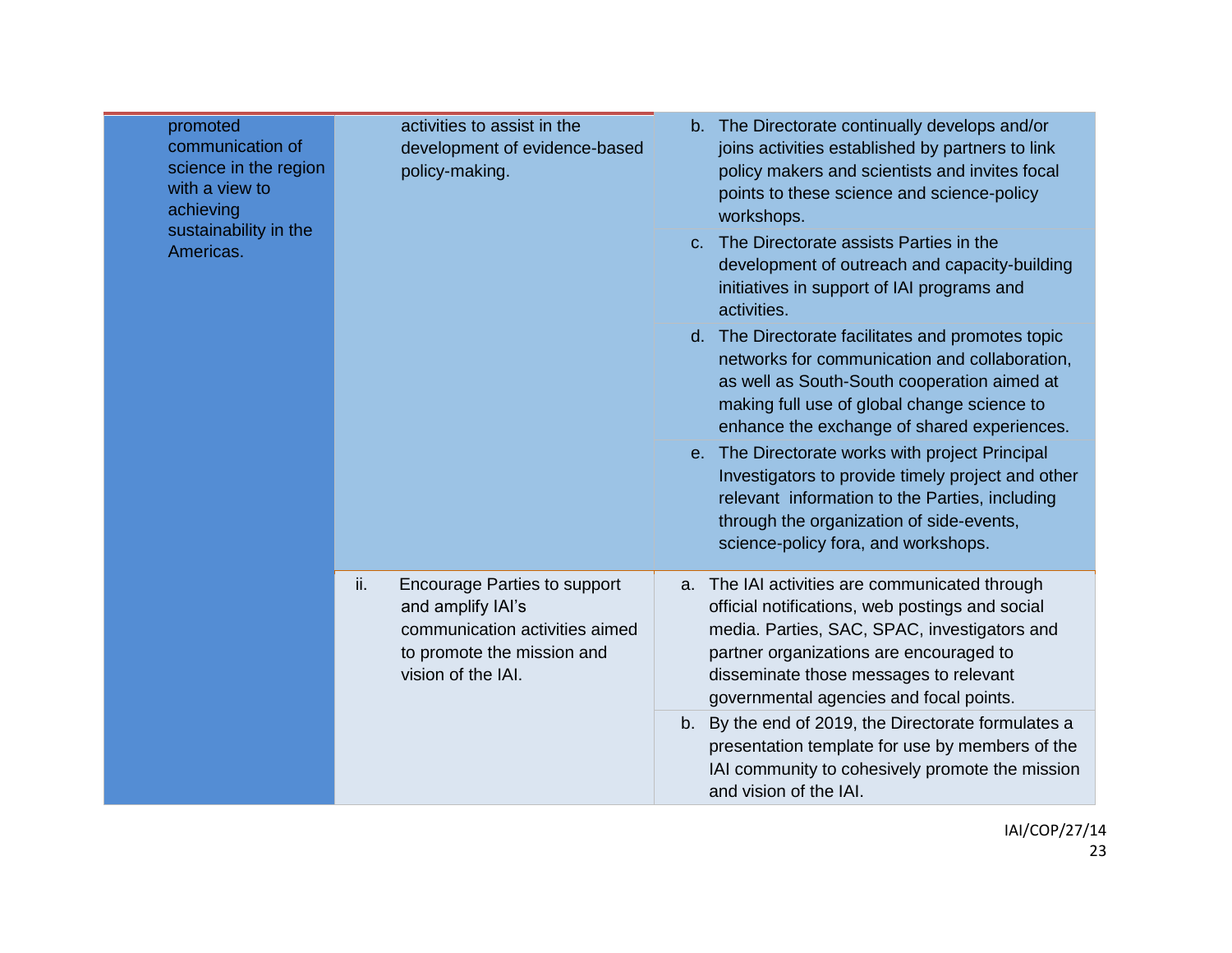| | | |
|---|---|---|
| promoted communication of science in the region with a view to achieving sustainability in the Americas. | activities to assist in the development of evidence-based policy-making. | b. The Directorate continually develops and/or joins activities established by partners to link policy makers and scientists and invites focal points to these science and science-policy workshops. |
| | | c. The Directorate assists Parties in the development of outreach and capacity-building initiatives in support of IAI programs and activities. |
| | | d. The Directorate facilitates and promotes topic networks for communication and collaboration, as well as South-South cooperation aimed at making full use of global change science to enhance the exchange of shared experiences. |
| | | e. The Directorate works with project Principal Investigators to provide timely project and other relevant information to the Parties, including through the organization of side-events, science-policy fora, and workshops. |
| | ii. Encourage Parties to support and amplify IAI's communication activities aimed to promote the mission and vision of the IAI. | a. The IAI activities are communicated through official notifications, web postings and social media. Parties, SAC, SPAC, investigators and partner organizations are encouraged to disseminate those messages to relevant governmental agencies and focal points. |
| | | b. By the end of 2019, the Directorate formulates a presentation template for use by members of the IAI community to cohesively promote the mission and vision of the IAI. |

IAI/COP/27/14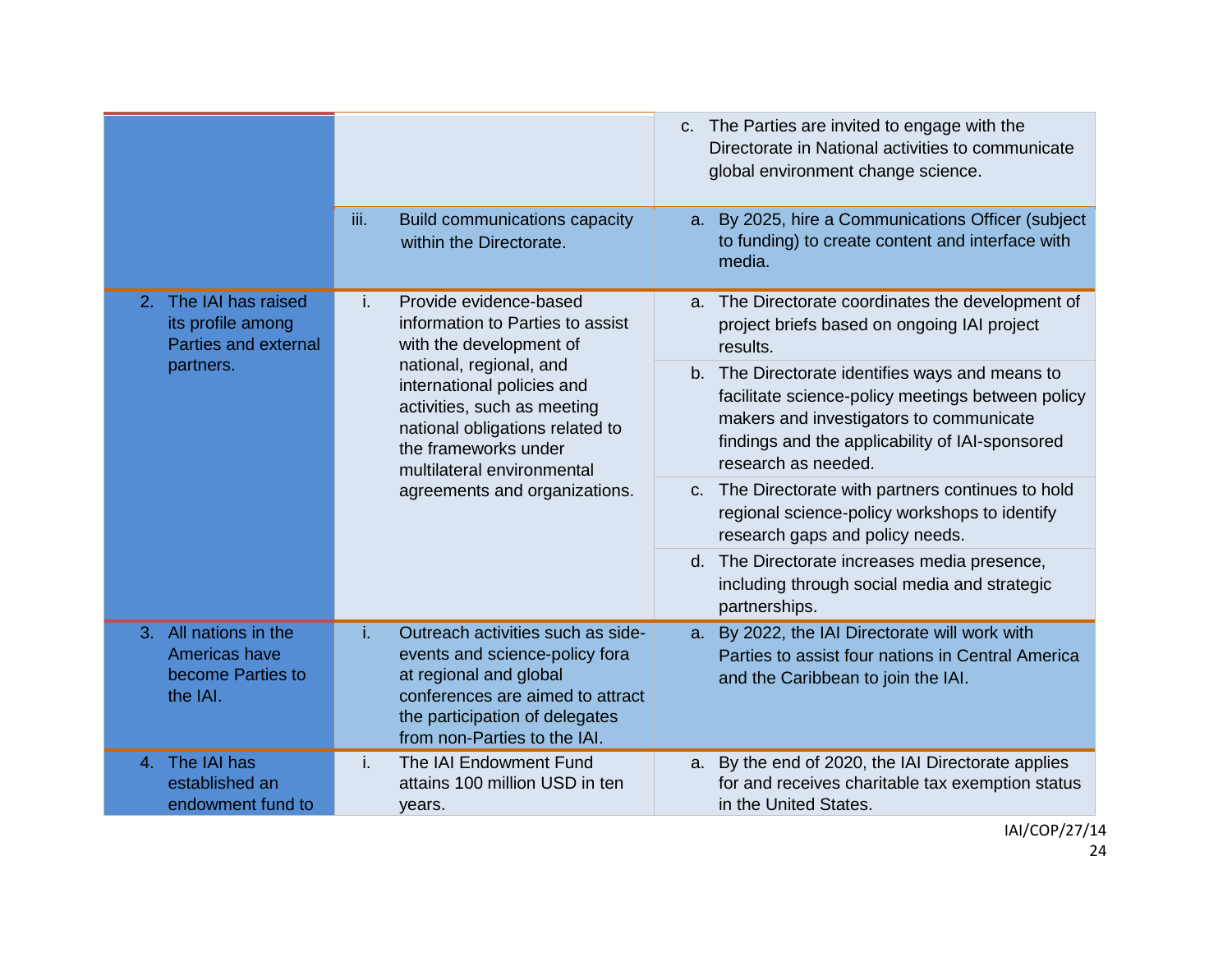| | | |
|---|---|---|
| | | c. The Parties are invited to engage with the Directorate in National activities to communicate global environment change science. |
| | iii. Build communications capacity within the Directorate. | a. By 2025, hire a Communications Officer (subject to funding) to create content and interface with media. |
| 2. The IAI has raised its profile among Parties and external partners. | i. Provide evidence-based information to Parties to assist with the development of national, regional, and international policies and activities, such as meeting national obligations related to the frameworks under multilateral environmental agreements and organizations. | a. The Directorate coordinates the development of project briefs based on ongoing IAI project results. |
| | | b. The Directorate identifies ways and means to facilitate science-policy meetings between policy makers and investigators to communicate findings and the applicability of IAI-sponsored research as needed. |
| | | c. The Directorate with partners continues to hold regional science-policy workshops to identify research gaps and policy needs. |
| | | d. The Directorate increases media presence, including through social media and strategic partnerships. |
| 3. All nations in the Americas have become Parties to the IAI. | i. Outreach activities such as side-events and science-policy fora at regional and global conferences are aimed to attract the participation of delegates from non-Parties to the IAI. | a. By 2022, the IAI Directorate will work with Parties to assist four nations in Central America and the Caribbean to join the IAI. |
| 4. The IAI has established an endowment fund to | i. The IAI Endowment Fund attains 100 million USD in ten years. | a. By the end of 2020, the IAI Directorate applies for and receives charitable tax exemption status in the United States. |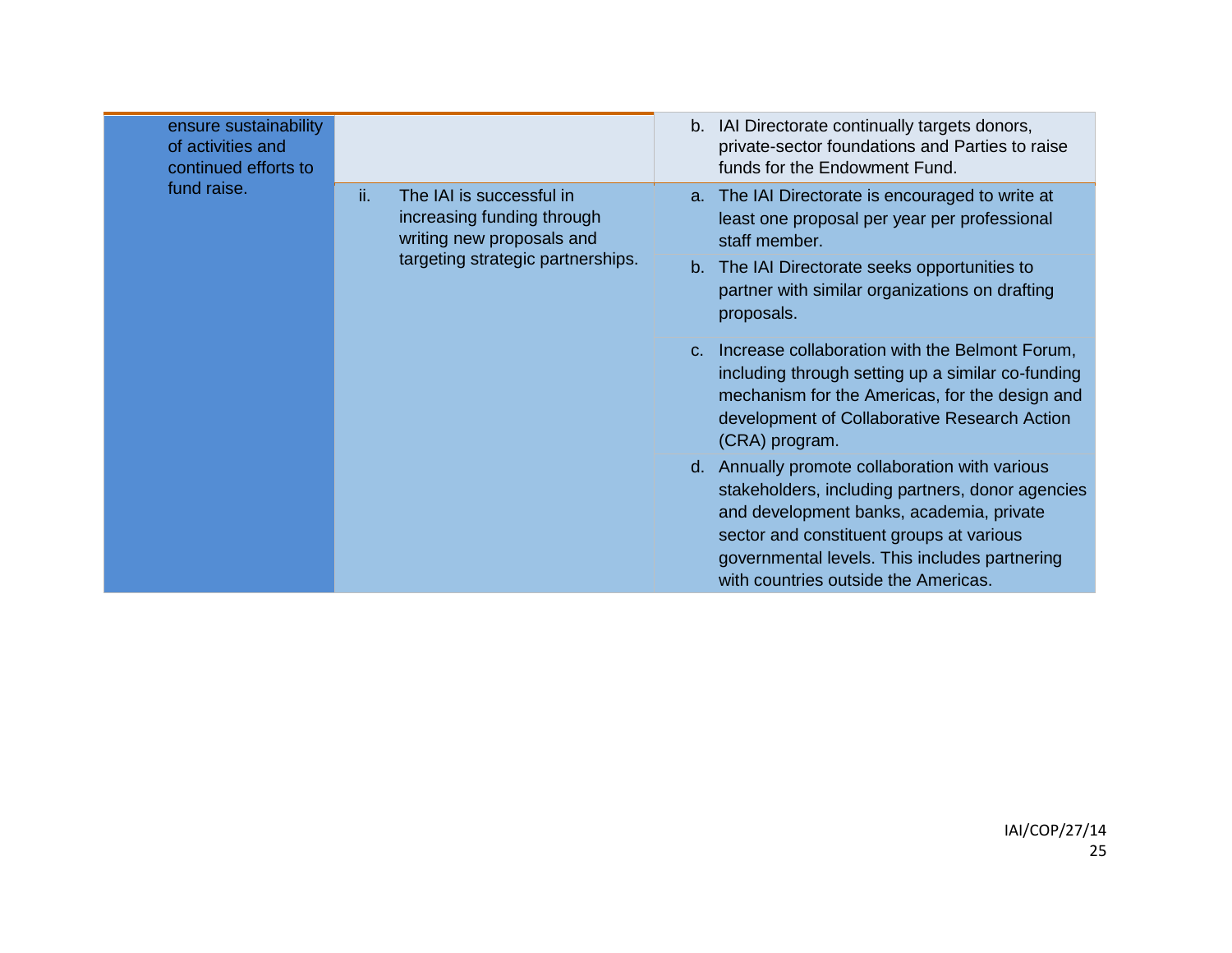| | | |
|---|---|---|
| ensure sustainability of activities and continued efforts to fund raise. | | b. IAI Directorate continually targets donors, private-sector foundations and Parties to raise funds for the Endowment Fund. |
| | ii. The IAI is successful in increasing funding through writing new proposals and targeting strategic partnerships. | a. The IAI Directorate is encouraged to write at least one proposal per year per professional staff member.<br>b. The IAI Directorate seeks opportunities to partner with similar organizations on drafting proposals. |
| | | c. Increase collaboration with the Belmont Forum, including through setting up a similar co-funding mechanism for the Americas, for the design and development of Collaborative Research Action (CRA) program. |
| | | d. Annually promote collaboration with various stakeholders, including partners, donor agencies and development banks, academia, private sector and constituent groups at various governmental levels. This includes partnering with countries outside the Americas. |